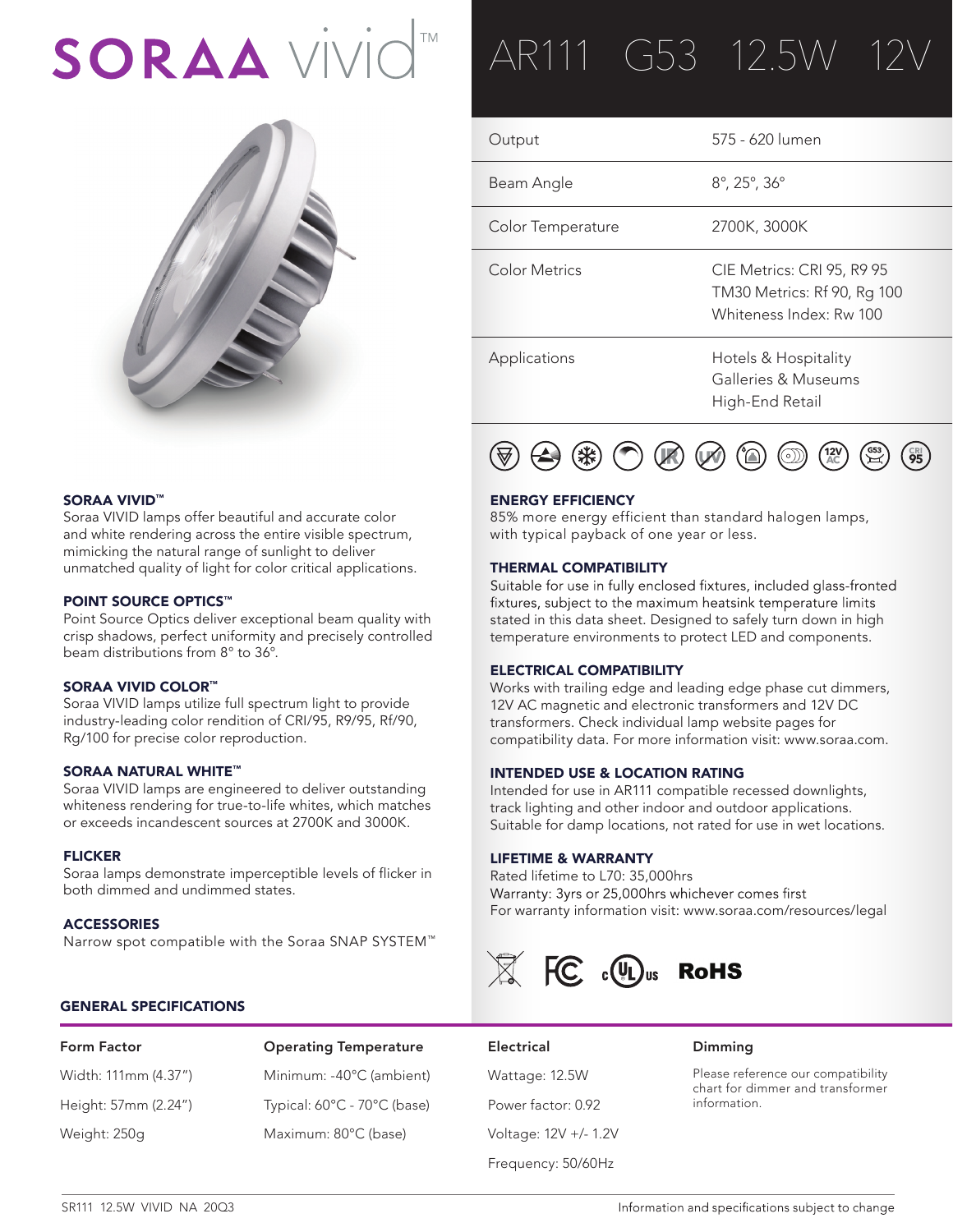# SORAA vivid™

## AR111 G53 12.5W 12V

| | |
|---|---|
| Output | 575 - 620 lumen |
| Beam Angle | 8°, 25°, 36° |
| Color Temperature | 2700K, 3000K |
| Color Metrics | CIE Metrics: CRI 95, R9 95<br>TM30 Metrics: Rf 90, Rg 100<br>Whiteness Index: Rw 100 |
| Applications | Hotels & Hospitality<br>Galleries & Museums<br>High-End Retail |

### SORAA VIVID™
Soraa VIVID lamps offer beautiful and accurate color and white rendering across the entire visible spectrum, mimicking the natural range of sunlight to deliver unmatched quality of light for color critical applications.

### POINT SOURCE OPTICS™
Point Source Optics deliver exceptional beam quality with crisp shadows, perfect uniformity and precisely controlled beam distributions from 8° to 36°.

### SORAA VIVID COLOR™
Soraa VIVID lamps utilize full spectrum light to provide industry-leading color rendition of CRI/95, R9/95, Rf/90, Rg/100 for precise color reproduction.

### SORAA NATURAL WHITE™
Soraa VIVID lamps are engineered to deliver outstanding whiteness rendering for true-to-life whites, which matches or exceeds incandescent sources at 2700K and 3000K.

### FLICKER
Soraa lamps demonstrate imperceptible levels of flicker in both dimmed and undimmed states.

### ACCESSORIES
Narrow spot compatible with the Soraa SNAP SYSTEM™

### ENERGY EFFICIENCY
85% more energy efficient than standard halogen lamps, with typical payback of one year or less.

### THERMAL COMPATIBILITY
Suitable for use in fully enclosed fixtures, included glass-fronted fixtures, subject to the maximum heatsink temperature limits stated in this data sheet. Designed to safely turn down in high temperature environments to protect LED and components.

### ELECTRICAL COMPATIBILITY
Works with trailing edge and leading edge phase cut dimmers, 12V AC magnetic and electronic transformers and 12V DC transformers. Check individual lamp website pages for compatibility data. For more information visit: www.soraa.com.

### INTENDED USE & LOCATION RATING
Intended for use in AR111 compatible recessed downlights, track lighting and other indoor and outdoor applications. Suitable for damp locations, not rated for use in wet locations.

### LIFETIME & WARRANTY
Rated lifetime to L70: 35,000hrs
Warranty: 3yrs or 25,000hrs whichever comes first
For warranty information visit: www.soraa.com/resources/legal

FC cULus RoHS

## GENERAL SPECIFICATIONS

| Form Factor | Operating Temperature | Electrical | Dimming |
|---|---|---|---|
| Width: 111mm (4.37") | Minimum: -40°C (ambient) | Wattage: 12.5W | Please reference our compatibility chart for dimmer and transformer information. |
| Height: 57mm (2.24") | Typical: 60°C - 70°C (base) | Power factor: 0.92 | |
| Weight: 250g | Maximum: 80°C (base) | Voltage: 12V +/- 1.2V | |
| | | Frequency: 50/60Hz | |

SR111 12.5W VIVID NA 20Q3

Information and specifications subject to change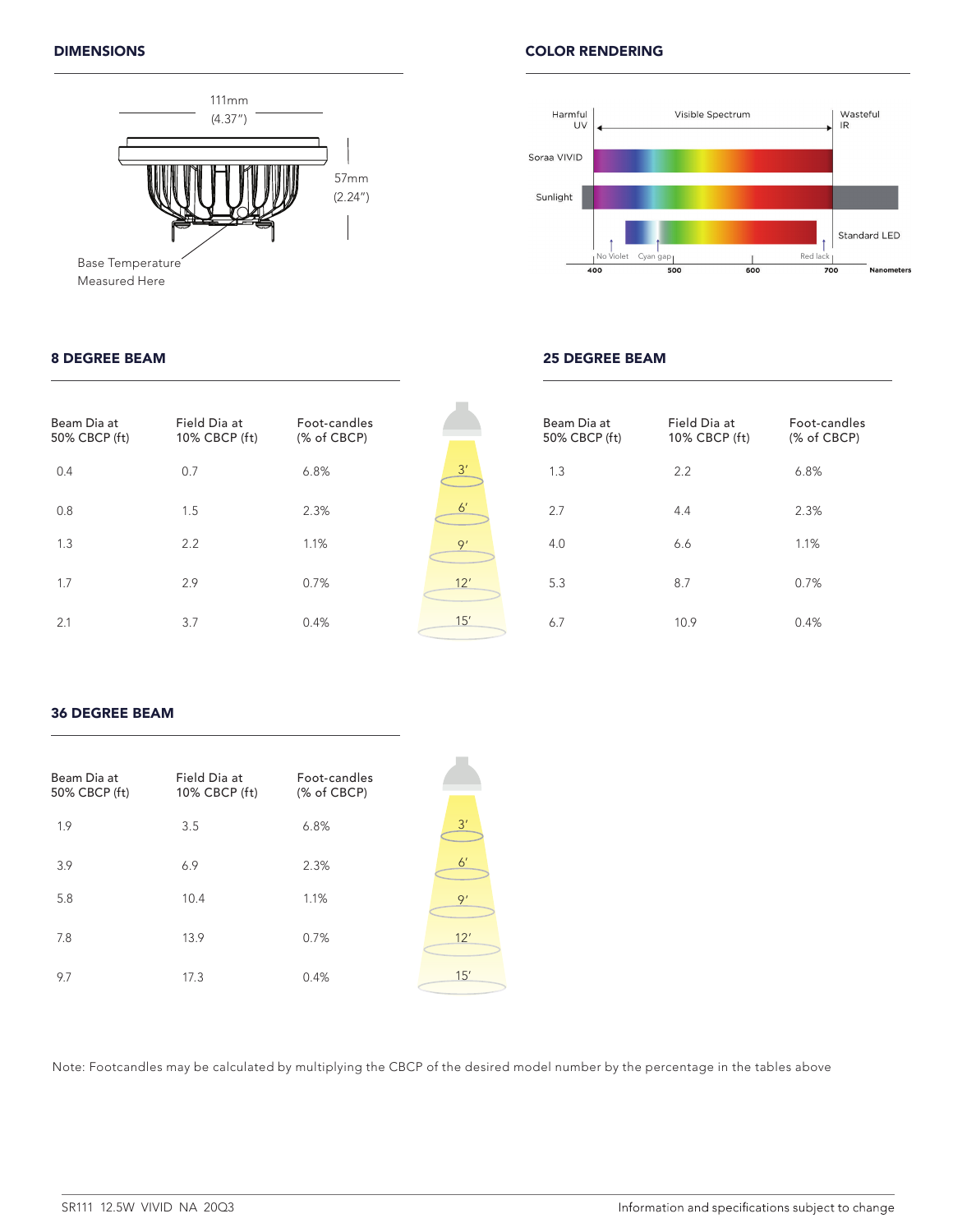## DIMENSIONS

111mm (4.37")

57mm (2.24")

Base Temperature Measured Here

## COLOR RENDERING

Harmful UV | Visible Spectrum | Wasteful IR

Soraa VIVID

Sunlight

Standard LED

No Violet | Cyan gap | Red lack

400 | 500 | 600 | 700 Nanometers

## 8 DEGREE BEAM

| Beam Dia at 50% CBCP (ft) | Field Dia at 10% CBCP (ft) | Foot-candles (% of CBCP) | Distance |
|---|---|---|---|
| 0.4 | 0.7 | 6.8% | 3′ |
| 0.8 | 1.5 | 2.3% | 6′ |
| 1.3 | 2.2 | 1.1% | 9′ |
| 1.7 | 2.9 | 0.7% | 12′ |
| 2.1 | 3.7 | 0.4% | 15′ |

## 25 DEGREE BEAM

| Beam Dia at 50% CBCP (ft) | Field Dia at 10% CBCP (ft) | Foot-candles (% of CBCP) |
|---|---|---|
| 1.3 | 2.2 | 6.8% |
| 2.7 | 4.4 | 2.3% |
| 4.0 | 6.6 | 1.1% |
| 5.3 | 8.7 | 0.7% |
| 6.7 | 10.9 | 0.4% |

## 36 DEGREE BEAM

| Beam Dia at 50% CBCP (ft) | Field Dia at 10% CBCP (ft) | Foot-candles (% of CBCP) | Distance |
|---|---|---|---|
| 1.9 | 3.5 | 6.8% | 3′ |
| 3.9 | 6.9 | 2.3% | 6′ |
| 5.8 | 10.4 | 1.1% | 9′ |
| 7.8 | 13.9 | 0.7% | 12′ |
| 9.7 | 17.3 | 0.4% | 15′ |

Note: Footcandles may be calculated by multiplying the CBCP of the desired model number by the percentage in the tables above

SR111 12.5W VIVID NA 20Q3 | Information and specifications subject to change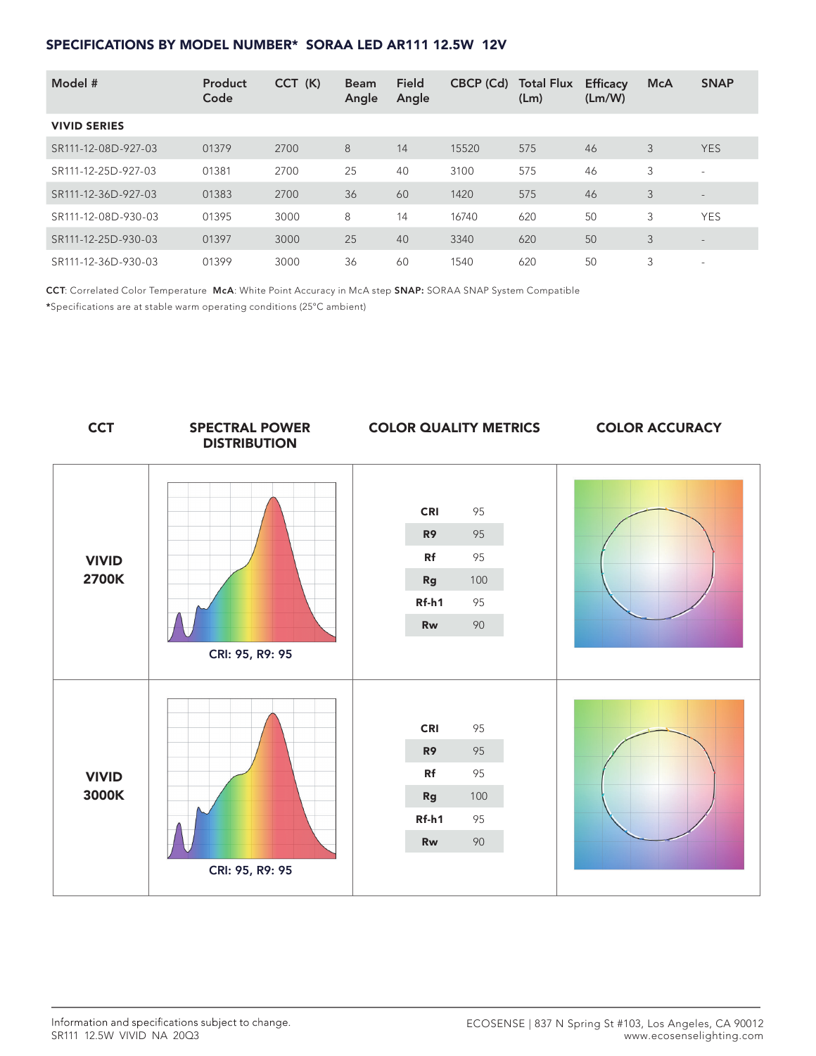## SPECIFICATIONS BY MODEL NUMBER* SORAA LED AR111 12.5W 12V

| Model # | Product Code | CCT (K) | Beam Angle | Field Angle | CBCP (Cd) | Total Flux (Lm) | Efficacy (Lm/W) | McA | SNAP |
|---|---|---|---|---|---|---|---|---|---|
| **VIVID SERIES** | | | | | | | | | |
| SR111-12-08D-927-03 | 01379 | 2700 | 8 | 14 | 15520 | 575 | 46 | 3 | YES |
| SR111-12-25D-927-03 | 01381 | 2700 | 25 | 40 | 3100 | 575 | 46 | 3 | - |
| SR111-12-36D-927-03 | 01383 | 2700 | 36 | 60 | 1420 | 575 | 46 | 3 | - |
| SR111-12-08D-930-03 | 01395 | 3000 | 8 | 14 | 16740 | 620 | 50 | 3 | YES |
| SR111-12-25D-930-03 | 01397 | 3000 | 25 | 40 | 3340 | 620 | 50 | 3 | - |
| SR111-12-36D-930-03 | 01399 | 3000 | 36 | 60 | 1540 | 620 | 50 | 3 | - |

**CCT**: Correlated Color Temperature **McA**: White Point Accuracy in McA step **SNAP:** SORAA SNAP System Compatible

*Specifications are at stable warm operating conditions (25°C ambient)

| CCT | SPECTRAL POWER DISTRIBUTION | COLOR QUALITY METRICS | COLOR ACCURACY |
|---|---|---|---|
| **VIVID 2700K** | CRI: 95, R9: 95 | **CRI** 95; **R9** 95; **Rf** 95; **Rg** 100; **Rf-h1** 95; **Rw** 90 | |
| **VIVID 3000K** | CRI: 95, R9: 95 | **CRI** 95; **R9** 95; **Rf** 95; **Rg** 100; **Rf-h1** 95; **Rw** 90 | |

Information and specifications subject to change.
SR111 12.5W VIVID NA 20Q3

ECOSENSE | 837 N Spring St #103, Los Angeles, CA 90012
www.ecosenselighting.com